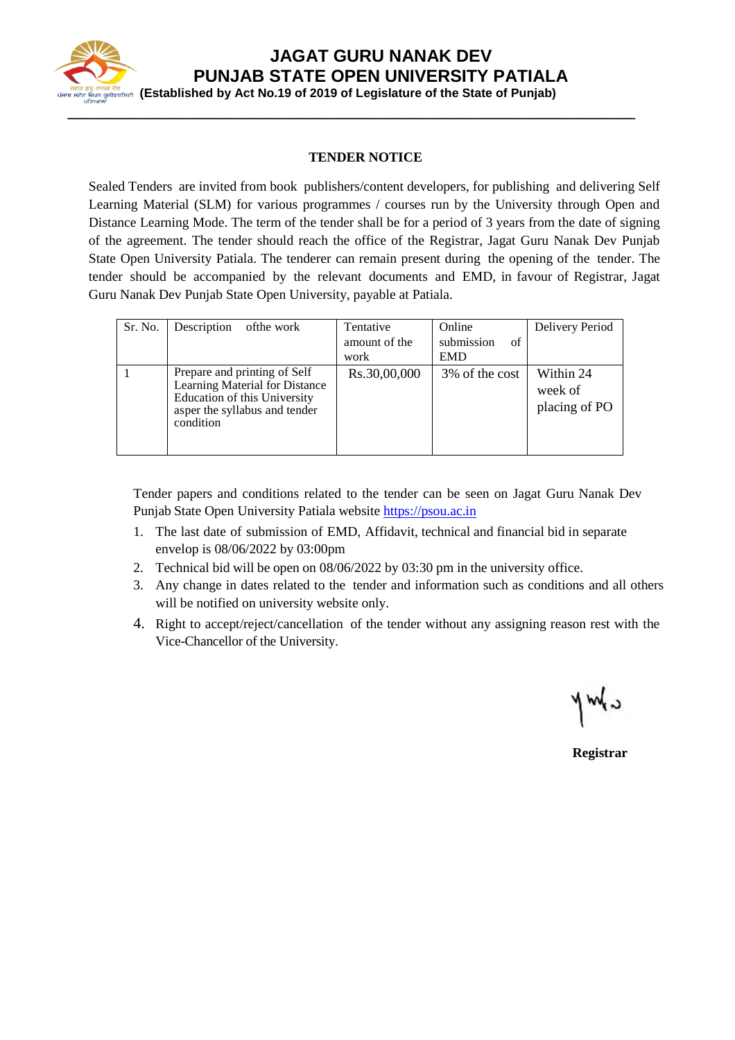# JAGAT GURU NANAK DEV PUNJAB STATE OPEN UNIVERSITY PATIALA

**(Established by Act No.19 of 2019 of Legislature of the State of Punjab)**

---

## TENDER NOTICE

Sealed Tenders are invited from book publishers/content developers, for publishing and delivering Self Learning Material (SLM) for various programmes / courses run by the University through Open and Distance Learning Mode. The term of the tender shall be for a period of 3 years from the date of signing of the agreement. The tender should reach the office of the Registrar, Jagat Guru Nanak Dev Punjab State Open University Patiala. The tenderer can remain present during the opening of the tender. The tender should be accompanied by the relevant documents and EMD, in favour of Registrar, Jagat Guru Nanak Dev Punjab State Open University, payable at Patiala.

| Sr. No. | Description ofthe work | Tentative amount of the work | Online submission of EMD | Delivery Period |
|---|---|---|---|---|
| 1 | Prepare and printing of Self Learning Material for Distance Education of this University asper the syllabus and tender condition | Rs.30,00,000 | 3% of the cost | Within 24 week of placing of PO |

Tender papers and conditions related to the tender can be seen on Jagat Guru Nanak Dev Punjab State Open University Patiala website https://psou.ac.in

1. The last date of submission of EMD, Affidavit, technical and financial bid in separate envelop is 08/06/2022 by 03:00pm
2. Technical bid will be open on 08/06/2022 by 03:30 pm in the university office.
3. Any change in dates related to the tender and information such as conditions and all others will be notified on university website only.
4. Right to accept/reject/cancellation of the tender without any assigning reason rest with the Vice-Chancellor of the University.

**Registrar**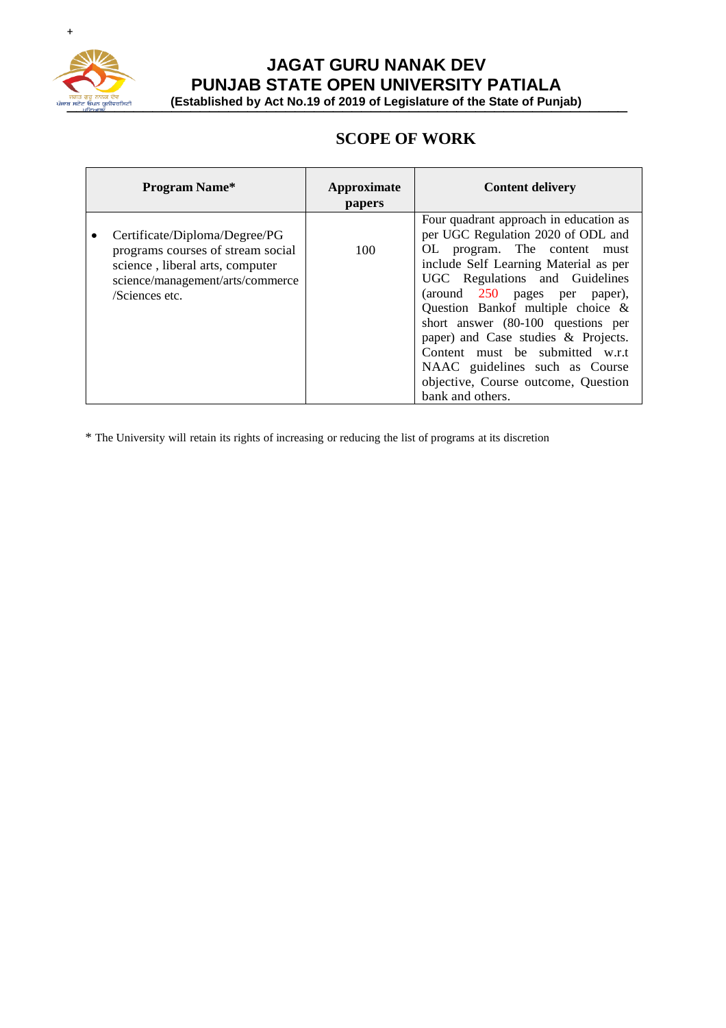# JAGAT GURU NANAK DEV PUNJAB STATE OPEN UNIVERSITY PATIALA

**(Established by Act No.19 of 2019 of Legislature of the State of Punjab)**

## SCOPE OF WORK

| Program Name* | Approximate papers | Content delivery |
|---|---|---|
| • Certificate/Diploma/Degree/PG programs courses of stream social science , liberal arts, computer science/management/arts/commerce /Sciences etc. | 100 | Four quadrant approach in education as per UGC Regulation 2020 of ODL and OL program. The content must include Self Learning Material as per UGC Regulations and Guidelines (around 250 pages per paper), Question Bankof multiple choice & short answer (80-100 questions per paper) and Case studies & Projects. Content must be submitted w.r.t NAAC guidelines such as Course objective, Course outcome, Question bank and others. |

* The University will retain its rights of increasing or reducing the list of programs at its discretion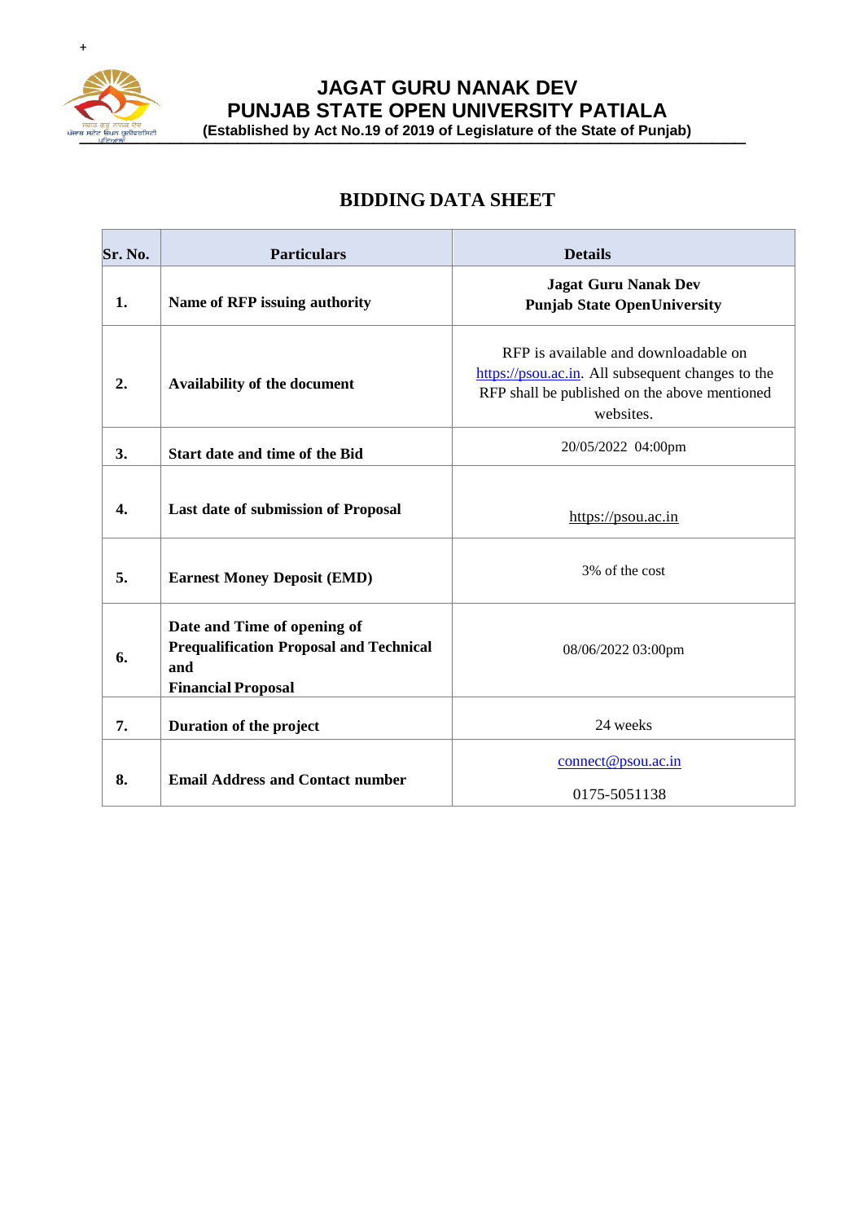**JAGAT GURU NANAK DEV**
**PUNJAB STATE OPEN UNIVERSITY PATIALA**
**(Established by Act No.19 of 2019 of Legislature of the State of Punjab)**

# BIDDING DATA SHEET

| Sr. No. | Particulars | Details |
|---|---|---|
| **1.** | **Name of RFP issuing authority** | **Jagat Guru Nanak Dev Punjab State OpenUniversity** |
| **2.** | **Availability of the document** | RFP is available and downloadable on https://psou.ac.in. All subsequent changes to the RFP shall be published on the above mentioned websites. |
| **3.** | **Start date and time of the Bid** | 20/05/2022 04:00pm |
| **4.** | **Last date of submission of Proposal** | https://psou.ac.in |
| **5.** | **Earnest Money Deposit (EMD)** | 3% of the cost |
| **6.** | **Date and Time of opening of Prequalification Proposal and Technical and Financial Proposal** | 08/06/2022 03:00pm |
| **7.** | **Duration of the project** | 24 weeks |
| **8.** | **Email Address and Contact number** | connect@psou.ac.in 0175-5051138 |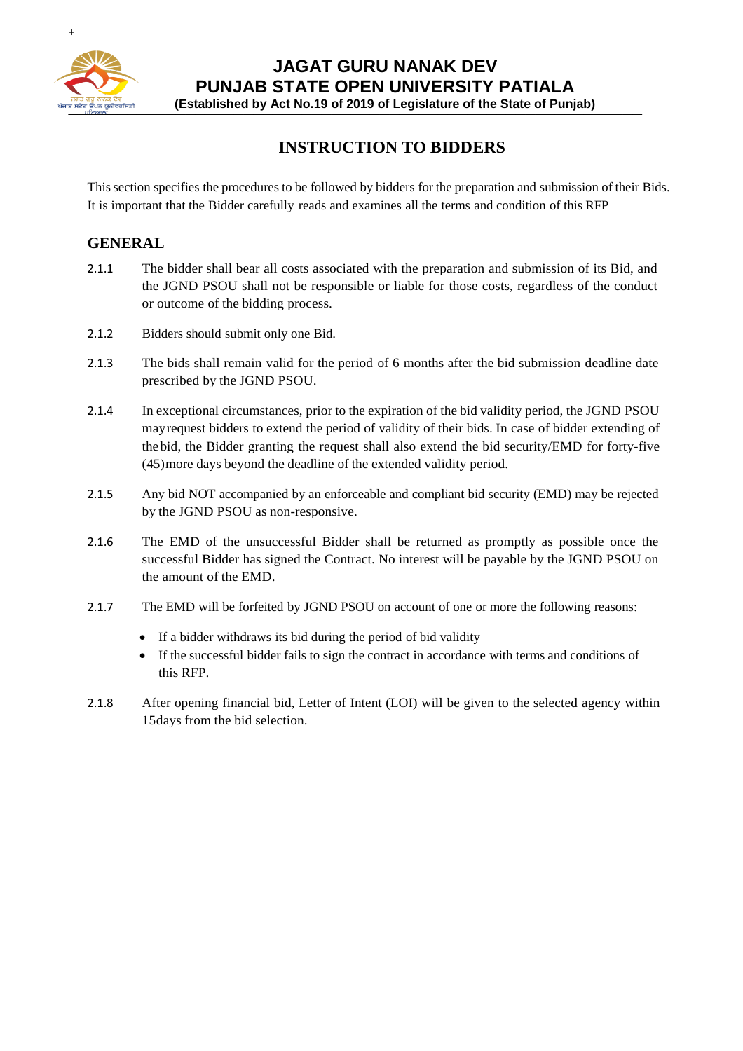## INSTRUCTION TO BIDDERS

This section specifies the procedures to be followed by bidders for the preparation and submission of their Bids. It is important that the Bidder carefully reads and examines all the terms and condition of this RFP

### GENERAL

2.1.1 The bidder shall bear all costs associated with the preparation and submission of its Bid, and the JGND PSOU shall not be responsible or liable for those costs, regardless of the conduct or outcome of the bidding process.

2.1.2 Bidders should submit only one Bid.

2.1.3 The bids shall remain valid for the period of 6 months after the bid submission deadline date prescribed by the JGND PSOU.

2.1.4 In exceptional circumstances, prior to the expiration of the bid validity period, the JGND PSOU mayrequest bidders to extend the period of validity of their bids. In case of bidder extending of thebid, the Bidder granting the request shall also extend the bid security/EMD for forty-five (45)more days beyond the deadline of the extended validity period.

2.1.5 Any bid NOT accompanied by an enforceable and compliant bid security (EMD) may be rejected by the JGND PSOU as non-responsive.

2.1.6 The EMD of the unsuccessful Bidder shall be returned as promptly as possible once the successful Bidder has signed the Contract. No interest will be payable by the JGND PSOU on the amount of the EMD.

2.1.7 The EMD will be forfeited by JGND PSOU on account of one or more the following reasons:

- If a bidder withdraws its bid during the period of bid validity
- If the successful bidder fails to sign the contract in accordance with terms and conditions of this RFP.

2.1.8 After opening financial bid, Letter of Intent (LOI) will be given to the selected agency within 15days from the bid selection.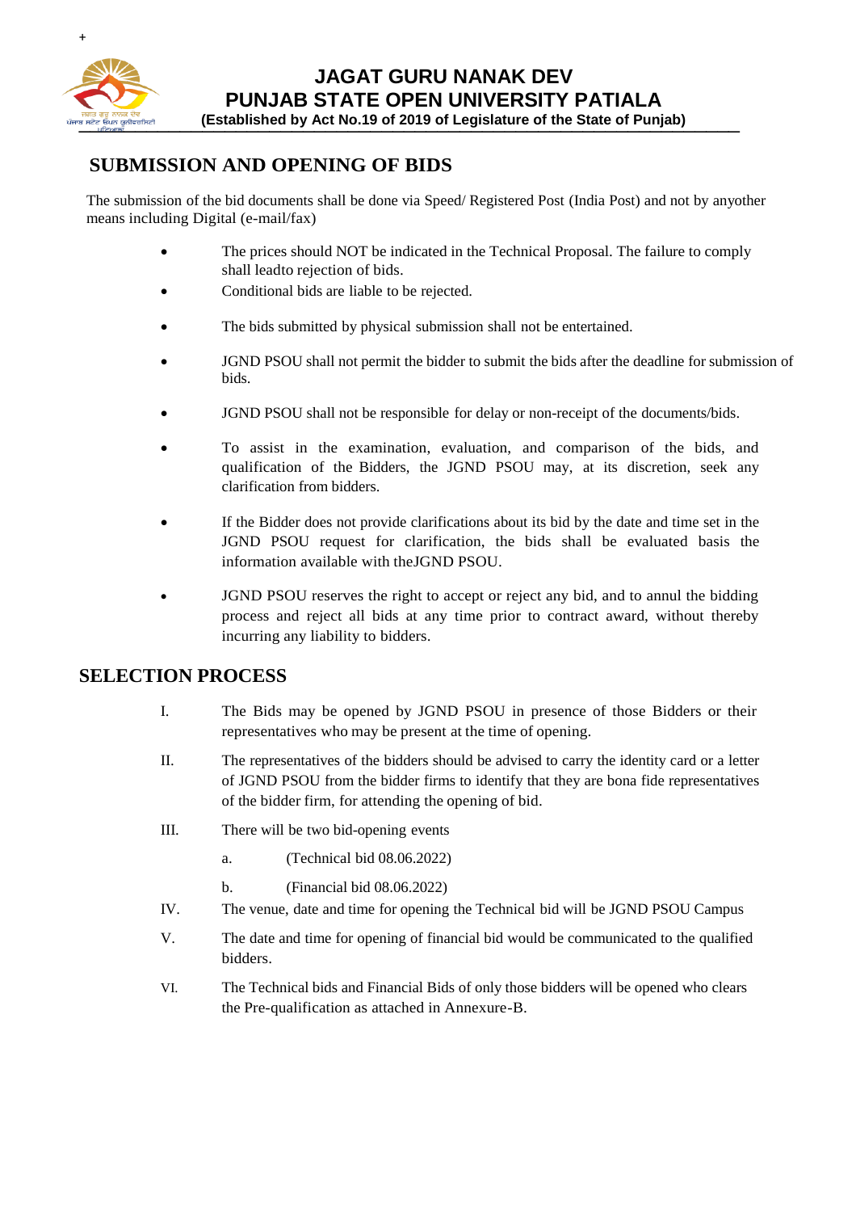## SUBMISSION AND OPENING OF BIDS

The submission of the bid documents shall be done via Speed/ Registered Post (India Post) and not by anyother means including Digital (e-mail/fax)

- The prices should NOT be indicated in the Technical Proposal. The failure to comply shall leadto rejection of bids.
- Conditional bids are liable to be rejected.
- The bids submitted by physical submission shall not be entertained.
- JGND PSOU shall not permit the bidder to submit the bids after the deadline for submission of bids.
- JGND PSOU shall not be responsible for delay or non-receipt of the documents/bids.
- To assist in the examination, evaluation, and comparison of the bids, and qualification of the Bidders, the JGND PSOU may, at its discretion, seek any clarification from bidders.
- If the Bidder does not provide clarifications about its bid by the date and time set in the JGND PSOU request for clarification, the bids shall be evaluated basis the information available with theJGND PSOU.
- JGND PSOU reserves the right to accept or reject any bid, and to annul the bidding process and reject all bids at any time prior to contract award, without thereby incurring any liability to bidders.

## SELECTION PROCESS

I. The Bids may be opened by JGND PSOU in presence of those Bidders or their representatives who may be present at the time of opening.

II. The representatives of the bidders should be advised to carry the identity card or a letter of JGND PSOU from the bidder firms to identify that they are bona fide representatives of the bidder firm, for attending the opening of bid.

III. There will be two bid-opening events

  a. (Technical bid 08.06.2022)

  b. (Financial bid 08.06.2022)

IV. The venue, date and time for opening the Technical bid will be JGND PSOU Campus

V. The date and time for opening of financial bid would be communicated to the qualified bidders.

VI. The Technical bids and Financial Bids of only those bidders will be opened who clears the Pre-qualification as attached in Annexure-B.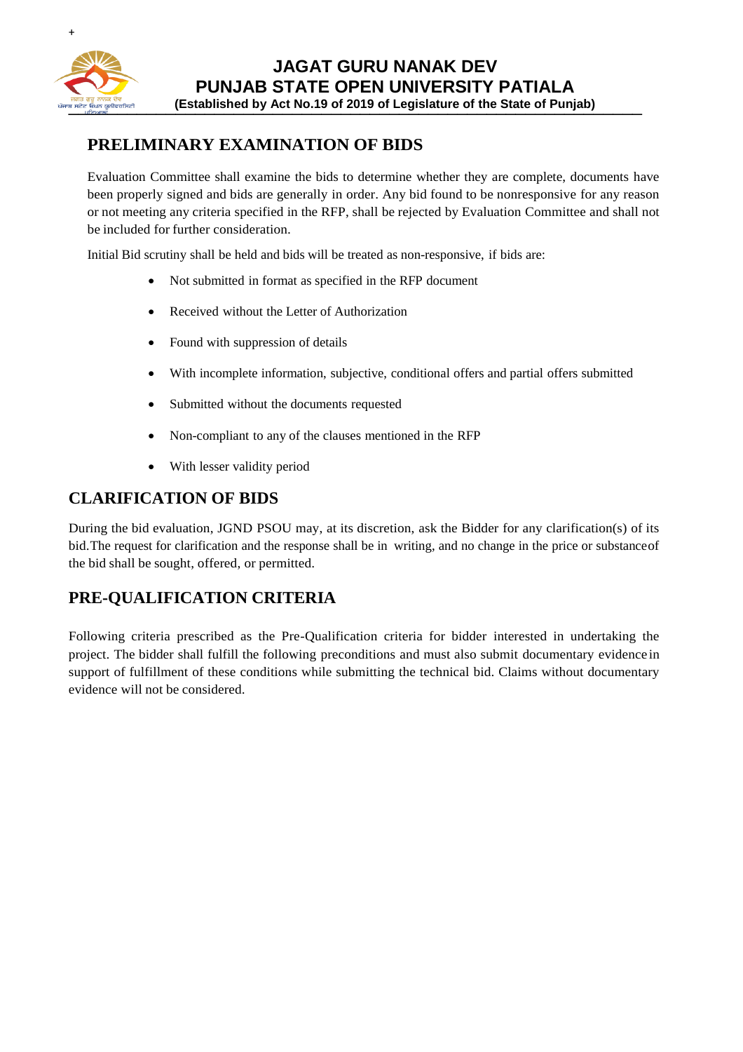## PRELIMINARY EXAMINATION OF BIDS

Evaluation Committee shall examine the bids to determine whether they are complete, documents have been properly signed and bids are generally in order. Any bid found to be nonresponsive for any reason or not meeting any criteria specified in the RFP, shall be rejected by Evaluation Committee and shall not be included for further consideration.

Initial Bid scrutiny shall be held and bids will be treated as non-responsive, if bids are:

- Not submitted in format as specified in the RFP document
- Received without the Letter of Authorization
- Found with suppression of details
- With incomplete information, subjective, conditional offers and partial offers submitted
- Submitted without the documents requested
- Non-compliant to any of the clauses mentioned in the RFP
- With lesser validity period

## CLARIFICATION OF BIDS

During the bid evaluation, JGND PSOU may, at its discretion, ask the Bidder for any clarification(s) of its bid.The request for clarification and the response shall be in writing, and no change in the price or substance of the bid shall be sought, offered, or permitted.

## PRE-QUALIFICATION CRITERIA

Following criteria prescribed as the Pre-Qualification criteria for bidder interested in undertaking the project. The bidder shall fulfill the following preconditions and must also submit documentary evidence in support of fulfillment of these conditions while submitting the technical bid. Claims without documentary evidence will not be considered.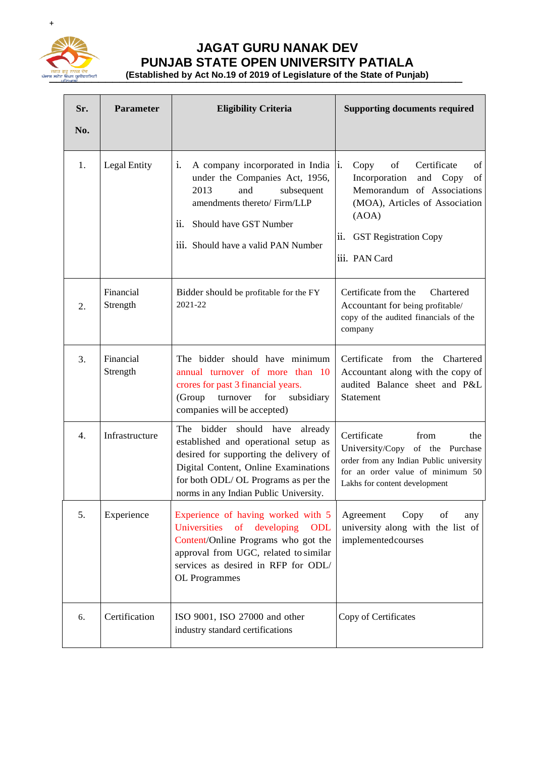# JAGAT GURU NANAK DEV
# PUNJAB STATE OPEN UNIVERSITY PATIALA

**(Established by Act No.19 of 2019 of Legislature of the State of Punjab)**

| Sr. No. | Parameter | Eligibility Criteria | Supporting documents required |
|---|---|---|---|
| 1. | Legal Entity | i. A company incorporated in India under the Companies Act, 1956, 2013 and subsequent amendments thereto/ Firm/LLP<br>ii. Should have GST Number<br>iii. Should have a valid PAN Number | i. Copy of Certificate of Incorporation and Copy of Memorandum of Associations (MOA), Articles of Association (AOA)<br>ii. GST Registration Copy<br>iii. PAN Card |
| 2. | Financial Strength | Bidder should be profitable for the FY 2021-22 | Certificate from the Chartered Accountant for being profitable/ copy of the audited financials of the company |
| 3. | Financial Strength | The bidder should have minimum annual turnover of more than 10 crores for past 3 financial years. (Group turnover for subsidiary companies will be accepted) | Certificate from the Chartered Accountant along with the copy of audited Balance sheet and P&L Statement |
| 4. | Infrastructure | The bidder should have already established and operational setup as desired for supporting the delivery of Digital Content, Online Examinations for both ODL/ OL Programs as per the norms in any Indian Public University. | Certificate from the University/Copy of the Purchase order from any Indian Public university for an order value of minimum 50 Lakhs for content development |
| 5. | Experience | Experience of having worked with 5 Universities of developing ODL Content/Online Programs who got the approval from UGC, related to similar services as desired in RFP for ODL/ OL Programmes | Agreement Copy of any university along with the list of implementedcourses |
| 6. | Certification | ISO 9001, ISO 27000 and other industry standard certifications | Copy of Certificates |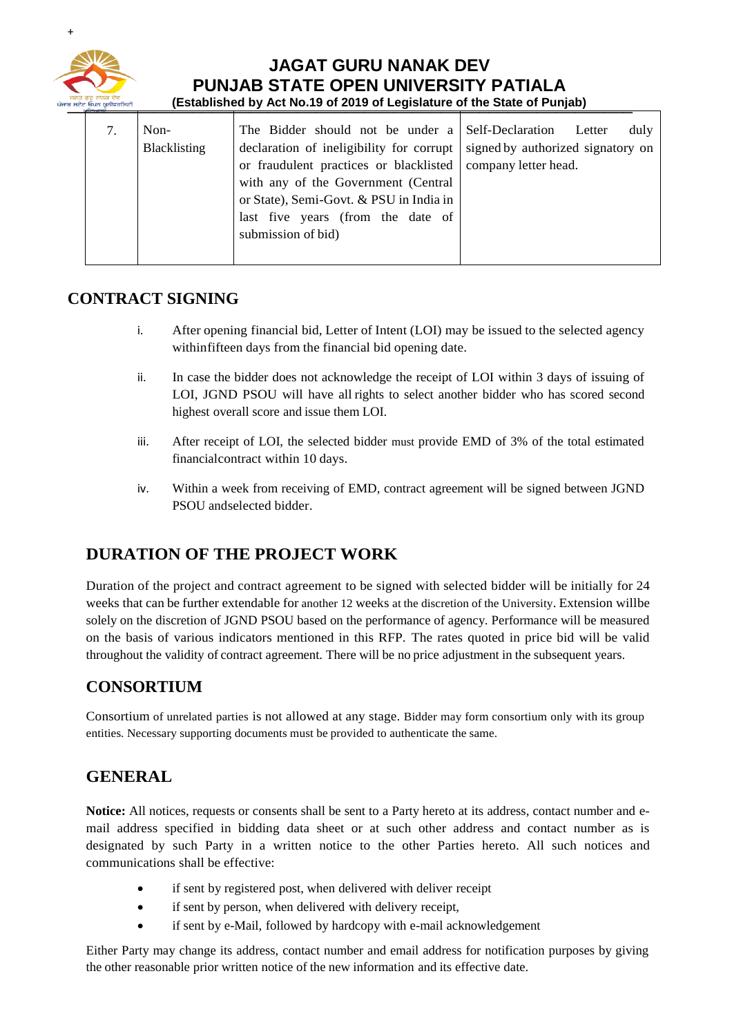| 7. | Non-Blacklisting | The Bidder should not be under a declaration of ineligibility for corrupt or fraudulent practices or blacklisted with any of the Government (Central or State), Semi-Govt. & PSU in India in last five years (from the date of submission of bid) | Self-Declaration Letter duly signed by authorized signatory on company letter head. |
|---|---|---|---|

## CONTRACT SIGNING

i. After opening financial bid, Letter of Intent (LOI) may be issued to the selected agency withinfifteen days from the financial bid opening date.

ii. In case the bidder does not acknowledge the receipt of LOI within 3 days of issuing of LOI, JGND PSOU will have all rights to select another bidder who has scored second highest overall score and issue them LOI.

iii. After receipt of LOI, the selected bidder must provide EMD of 3% of the total estimated financialcontract within 10 days.

iv. Within a week from receiving of EMD, contract agreement will be signed between JGND PSOU andselected bidder.

## DURATION OF THE PROJECT WORK

Duration of the project and contract agreement to be signed with selected bidder will be initially for 24 weeks that can be further extendable for another 12 weeks at the discretion of the University. Extension willbe solely on the discretion of JGND PSOU based on the performance of agency. Performance will be measured on the basis of various indicators mentioned in this RFP. The rates quoted in price bid will be valid throughout the validity of contract agreement. There will be no price adjustment in the subsequent years.

## CONSORTIUM

Consortium of unrelated parties is not allowed at any stage. Bidder may form consortium only with its group entities. Necessary supporting documents must be provided to authenticate the same.

## GENERAL

**Notice:** All notices, requests or consents shall be sent to a Party hereto at its address, contact number and e-mail address specified in bidding data sheet or at such other address and contact number as is designated by such Party in a written notice to the other Parties hereto. All such notices and communications shall be effective:

- if sent by registered post, when delivered with deliver receipt
- if sent by person, when delivered with delivery receipt,
- if sent by e-Mail, followed by hardcopy with e-mail acknowledgement

Either Party may change its address, contact number and email address for notification purposes by giving the other reasonable prior written notice of the new information and its effective date.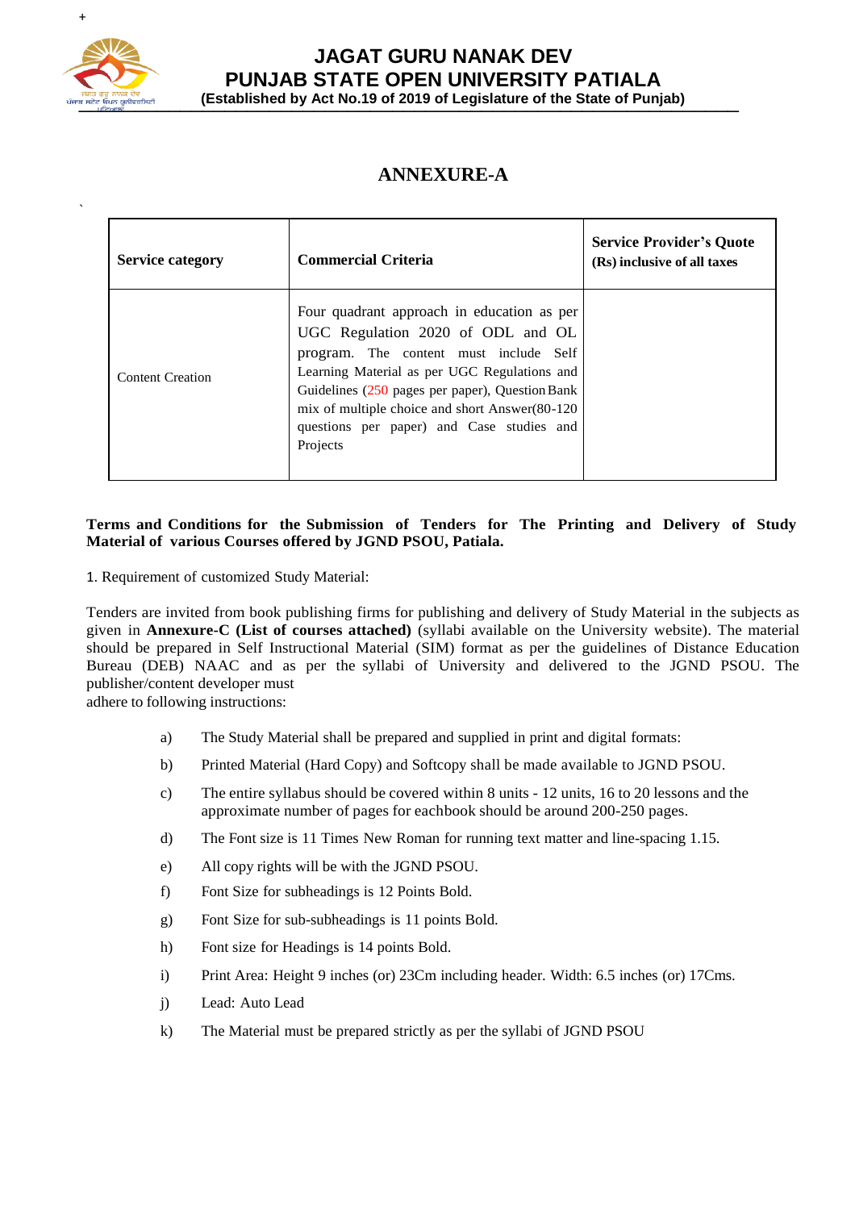# JAGAT GURU NANAK DEV PUNJAB STATE OPEN UNIVERSITY PATIALA

**(Established by Act No.19 of 2019 of Legislature of the State of Punjab)**

## ANNEXURE-A

| Service category | Commercial Criteria | Service Provider's Quote (Rs) inclusive of all taxes |
|---|---|---|
| Content Creation | Four quadrant approach in education as per UGC Regulation 2020 of ODL and OL program. The content must include Self Learning Material as per UGC Regulations and Guidelines (250 pages per paper), Question Bank mix of multiple choice and short Answer(80-120 questions per paper) and Case studies and Projects | |

**Terms and Conditions for the Submission of Tenders for The Printing and Delivery of Study Material of various Courses offered by JGND PSOU, Patiala.**

1. Requirement of customized Study Material:

Tenders are invited from book publishing firms for publishing and delivery of Study Material in the subjects as given in **Annexure-C (List of courses attached)** (syllabi available on the University website). The material should be prepared in Self Instructional Material (SIM) format as per the guidelines of Distance Education Bureau (DEB) NAAC and as per the syllabi of University and delivered to the JGND PSOU. The publisher/content developer must adhere to following instructions:

a) The Study Material shall be prepared and supplied in print and digital formats:

b) Printed Material (Hard Copy) and Softcopy shall be made available to JGND PSOU.

c) The entire syllabus should be covered within 8 units - 12 units, 16 to 20 lessons and the approximate number of pages for eachbook should be around 200-250 pages.

d) The Font size is 11 Times New Roman for running text matter and line-spacing 1.15.

e) All copy rights will be with the JGND PSOU.

f) Font Size for subheadings is 12 Points Bold.

g) Font Size for sub-subheadings is 11 points Bold.

h) Font size for Headings is 14 points Bold.

i) Print Area: Height 9 inches (or) 23Cm including header. Width: 6.5 inches (or) 17Cms.

j) Lead: Auto Lead

k) The Material must be prepared strictly as per the syllabi of JGND PSOU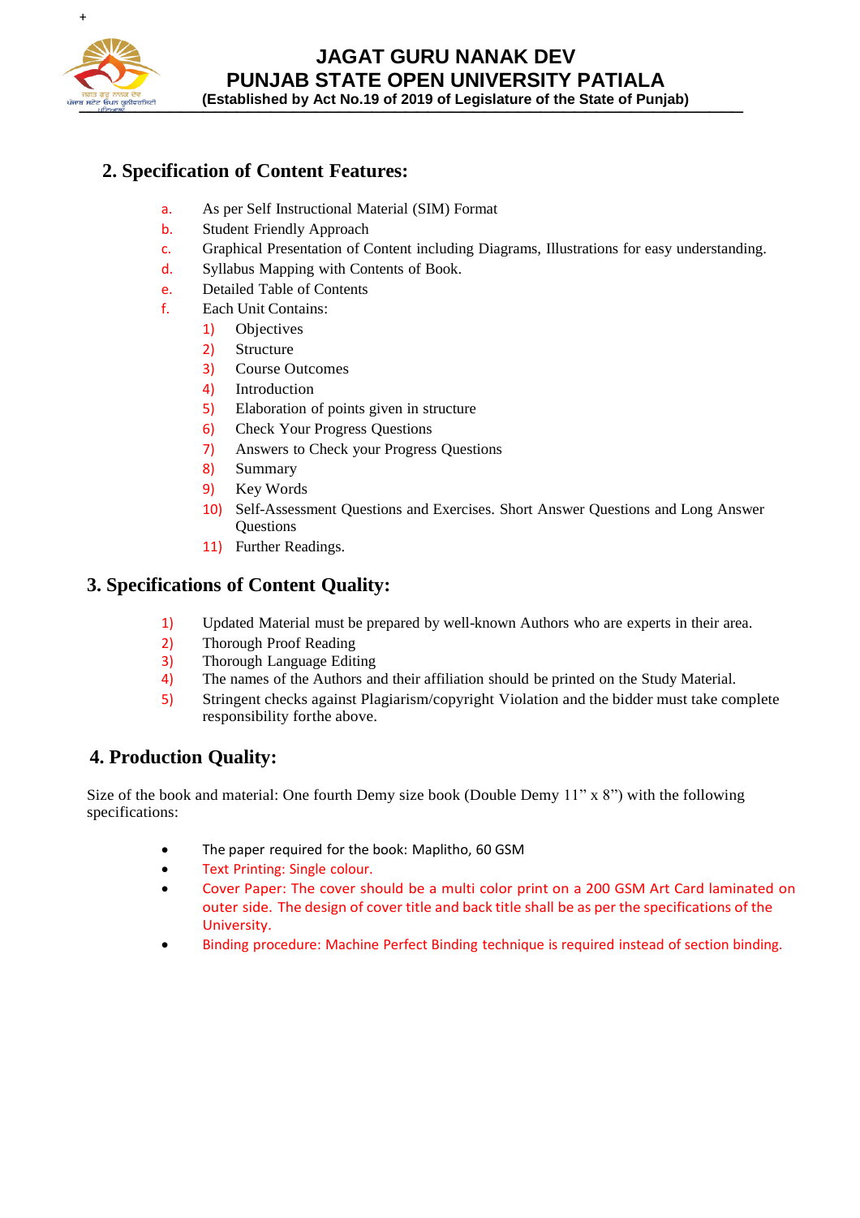## 2. Specification of Content Features:

a. As per Self Instructional Material (SIM) Format
b. Student Friendly Approach
c. Graphical Presentation of Content including Diagrams, Illustrations for easy understanding.
d. Syllabus Mapping with Contents of Book.
e. Detailed Table of Contents
f. Each Unit Contains:
   1) Objectives
   2) Structure
   3) Course Outcomes
   4) Introduction
   5) Elaboration of points given in structure
   6) Check Your Progress Questions
   7) Answers to Check your Progress Questions
   8) Summary
   9) Key Words
   10) Self-Assessment Questions and Exercises. Short Answer Questions and Long Answer Questions
   11) Further Readings.

## 3. Specifications of Content Quality:

1) Updated Material must be prepared by well-known Authors who are experts in their area.
2) Thorough Proof Reading
3) Thorough Language Editing
4) The names of the Authors and their affiliation should be printed on the Study Material.
5) Stringent checks against Plagiarism/copyright Violation and the bidder must take complete responsibility forthe above.

## 4. Production Quality:

Size of the book and material: One fourth Demy size book (Double Demy 11" x 8") with the following specifications:

- The paper required for the book: Maplitho, 60 GSM
- Text Printing: Single colour.
- Cover Paper: The cover should be a multi color print on a 200 GSM Art Card laminated on outer side. The design of cover title and back title shall be as per the specifications of the University.
- Binding procedure: Machine Perfect Binding technique is required instead of section binding.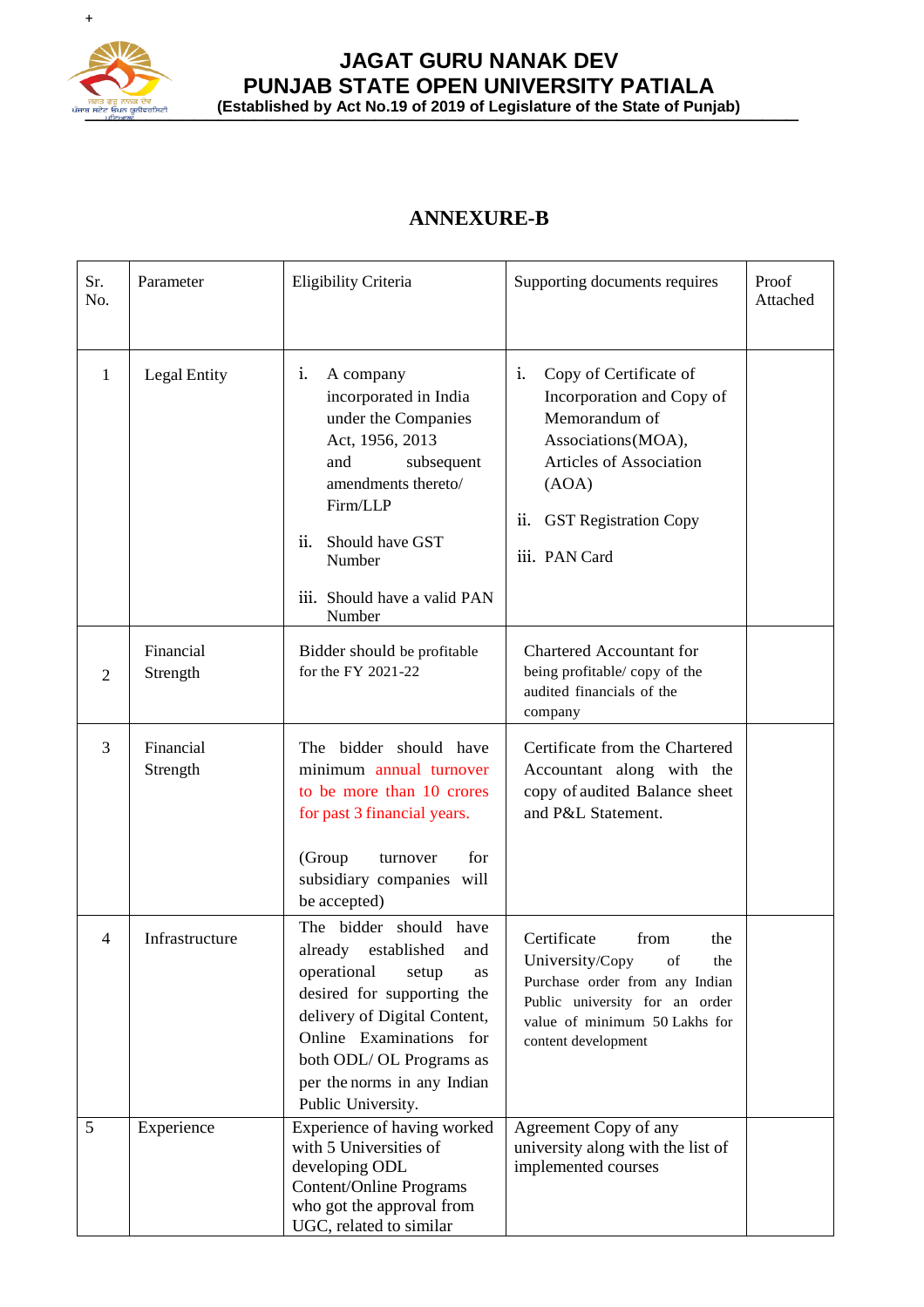**JAGAT GURU NANAK DEV**
**PUNJAB STATE OPEN UNIVERSITY PATIALA**
**(Established by Act No.19 of 2019 of Legislature of the State of Punjab)**

## ANNEXURE-B

| Sr. No. | Parameter | Eligibility Criteria | Supporting documents requires | Proof Attached |
|---|---|---|---|---|
| 1 | Legal Entity | i. A company incorporated in India under the Companies Act, 1956, 2013 and subsequent amendments thereto/ Firm/LLP<br>ii. Should have GST Number<br>iii. Should have a valid PAN Number | i. Copy of Certificate of Incorporation and Copy of Memorandum of Associations(MOA), Articles of Association (AOA)<br>ii. GST Registration Copy<br>iii. PAN Card | |
| 2 | Financial Strength | Bidder should be profitable for the FY 2021-22 | Chartered Accountant for being profitable/ copy of the audited financials of the company | |
| 3 | Financial Strength | The bidder should have minimum annual turnover to be more than 10 crores for past 3 financial years.<br><br>(Group turnover for subsidiary companies will be accepted) | Certificate from the Chartered Accountant along with the copy of audited Balance sheet and P&L Statement. | |
| 4 | Infrastructure | The bidder should have already established and operational setup as desired for supporting the delivery of Digital Content, Online Examinations for both ODL/ OL Programs as per the norms in any Indian Public University. | Certificate from the University/Copy of the Purchase order from any Indian Public university for an order value of minimum 50 Lakhs for content development | |
| 5 | Experience | Experience of having worked with 5 Universities of developing ODL Content/Online Programs who got the approval from UGC, related to similar | Agreement Copy of any university along with the list of implemented courses | |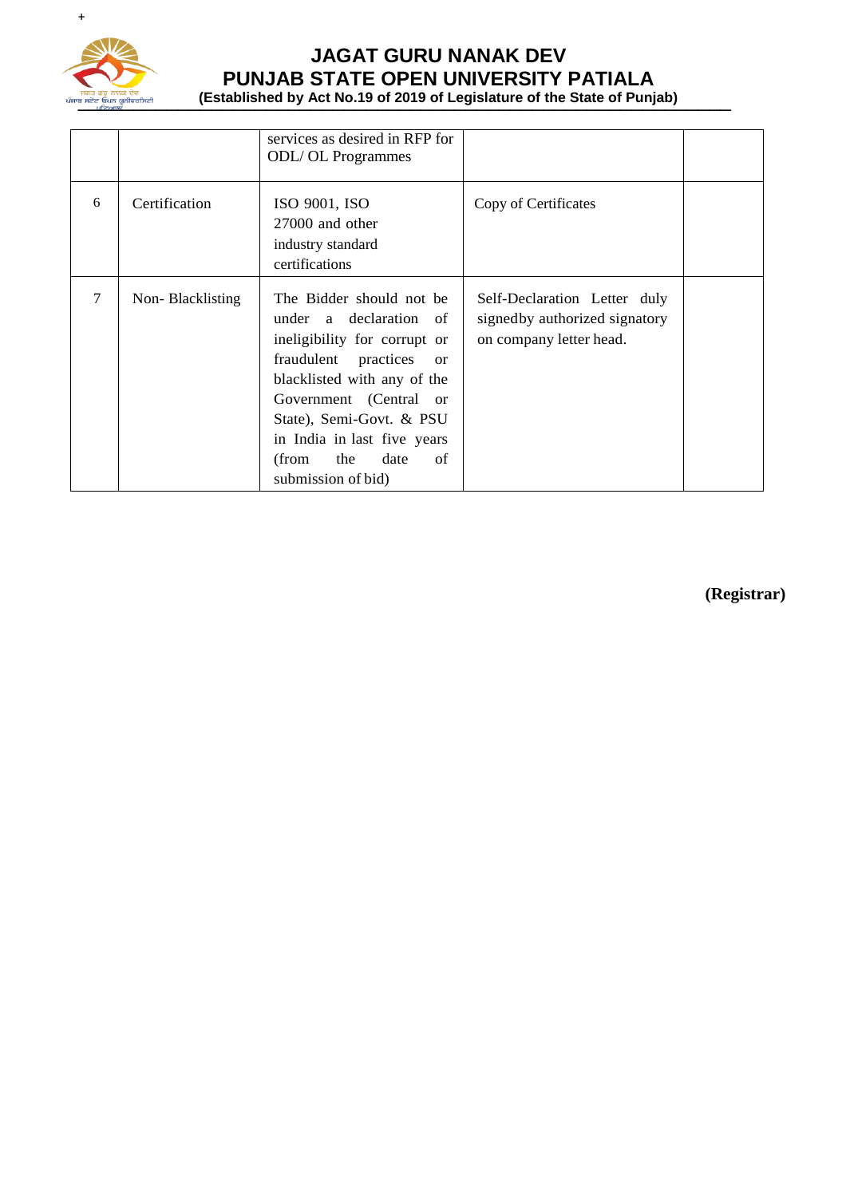| | | services as desired in RFP for ODL/ OL Programmes | | |
|---|---|---|---|---|
| 6 | Certification | ISO 9001, ISO 27000 and other industry standard certifications | Copy of Certificates | |
| 7 | Non- Blacklisting | The Bidder should not be under a declaration of ineligibility for corrupt or fraudulent practices or blacklisted with any of the Government (Central or State), Semi-Govt. & PSU in India in last five years (from the date of submission of bid) | Self-Declaration Letter duly signedby authorized signatory on company letter head. | |

**(Registrar)**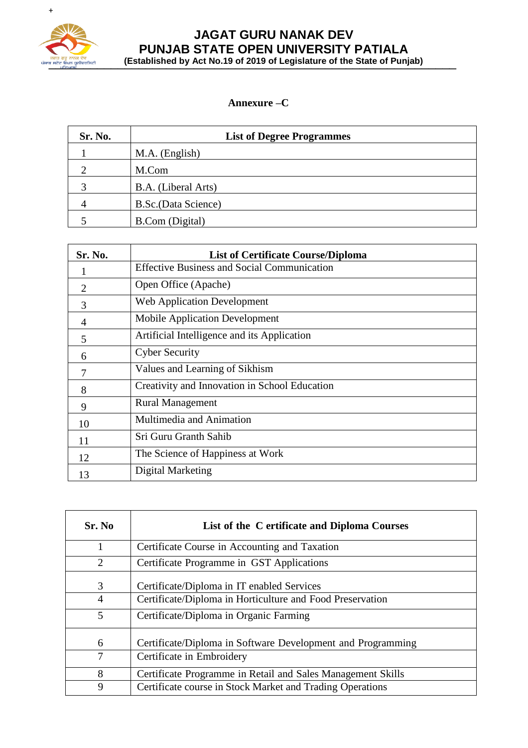# JAGAT GURU NANAK DEV PUNJAB STATE OPEN UNIVERSITY PATIALA

**(Established by Act No.19 of 2019 of Legislature of the State of Punjab)**

## Annexure –C

| Sr. No. | List of Degree Programmes |
|---|---|
| 1 | M.A. (English) |
| 2 | M.Com |
| 3 | B.A. (Liberal Arts) |
| 4 | B.Sc.(Data Science) |
| 5 | B.Com (Digital) |

| Sr. No. | List of Certificate Course/Diploma |
|---|---|
| 1 | Effective Business and Social Communication |
| 2 | Open Office (Apache) |
| 3 | Web Application Development |
| 4 | Mobile Application Development |
| 5 | Artificial Intelligence and its Application |
| 6 | Cyber Security |
| 7 | Values and Learning of Sikhism |
| 8 | Creativity and Innovation in School Education |
| 9 | Rural Management |
| 10 | Multimedia and Animation |
| 11 | Sri Guru Granth Sahib |
| 12 | The Science of Happiness at Work |
| 13 | Digital Marketing |

| Sr. No | List of the C ertificate and Diploma Courses |
|---|---|
| 1 | Certificate Course in Accounting and Taxation |
| 2 | Certificate Programme in GST Applications |
| 3 | Certificate/Diploma in IT enabled Services |
| 4 | Certificate/Diploma in Horticulture and Food Preservation |
| 5 | Certificate/Diploma in Organic Farming |
| 6 | Certificate/Diploma in Software Development and Programming |
| 7 | Certificate in Embroidery |
| 8 | Certificate Programme in Retail and Sales Management Skills |
| 9 | Certificate course in Stock Market and Trading Operations |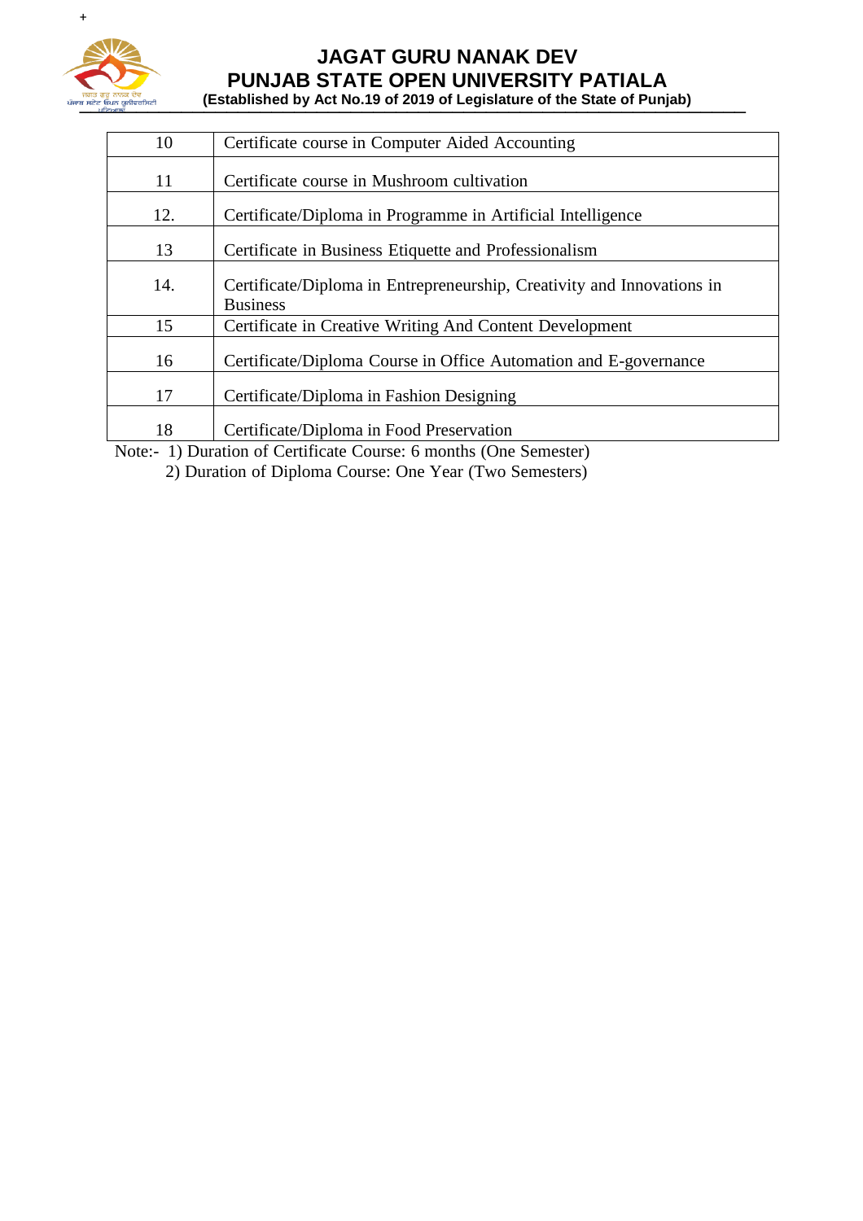| | |
|---|---|
| 10 | Certificate course in Computer Aided Accounting |
| 11 | Certificate course in Mushroom cultivation |
| 12. | Certificate/Diploma in Programme in Artificial Intelligence |
| 13 | Certificate in Business Etiquette and Professionalism |
| 14. | Certificate/Diploma in Entrepreneurship, Creativity and Innovations in Business |
| 15 | Certificate in Creative Writing And Content Development |
| 16 | Certificate/Diploma Course in Office Automation and E-governance |
| 17 | Certificate/Diploma in Fashion Designing |
| 18 | Certificate/Diploma in Food Preservation |

Note:- 1) Duration of Certificate Course: 6 months (One Semester)

2) Duration of Diploma Course: One Year (Two Semesters)